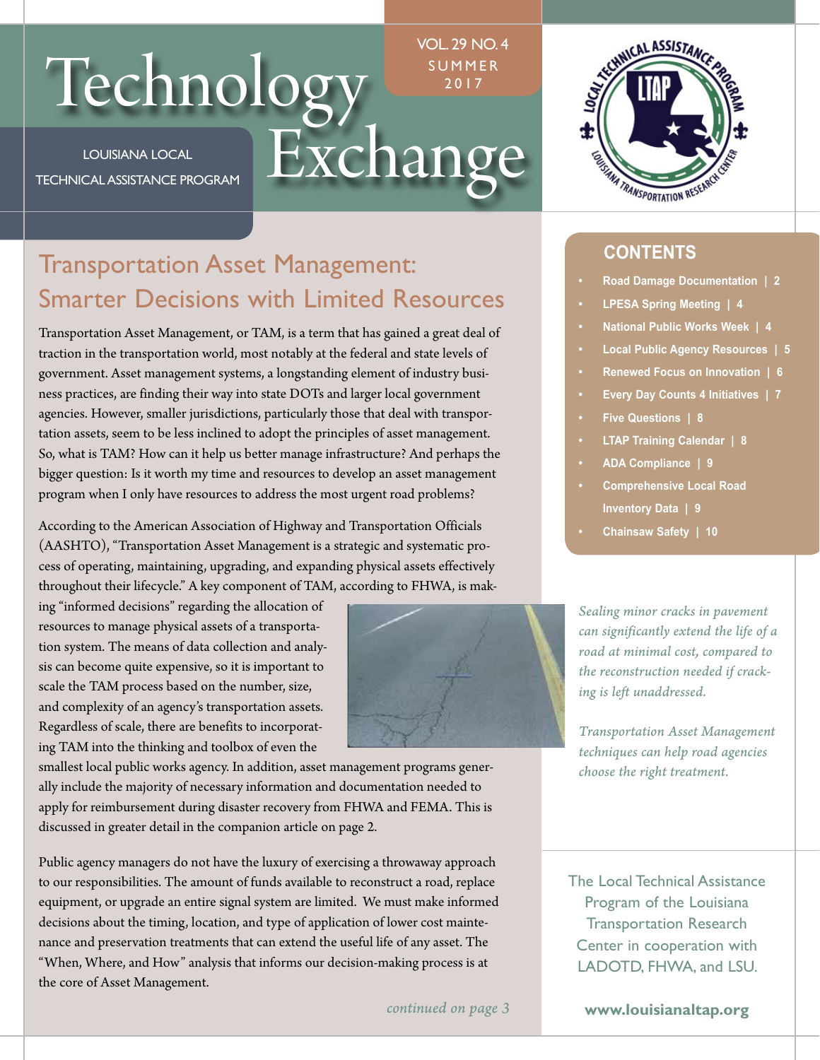# Technology Exchange

VOL. 29 NO. 4
SUMMER 2017

LOUISIANA LOCAL TECHNICAL ASSISTANCE PROGRAM

## Transportation Asset Management: Smarter Decisions with Limited Resources

Transportation Asset Management, or TAM, is a term that has gained a great deal of traction in the transportation world, most notably at the federal and state levels of government. Asset management systems, a longstanding element of industry business practices, are finding their way into state DOTs and larger local government agencies. However, smaller jurisdictions, particularly those that deal with transportation assets, seem to be less inclined to adopt the principles of asset management. So, what is TAM? How can it help us better manage infrastructure? And perhaps the bigger question: Is it worth my time and resources to develop an asset management program when I only have resources to address the most urgent road problems?

According to the American Association of Highway and Transportation Officials (AASHTO), "Transportation Asset Management is a strategic and systematic process of operating, maintaining, upgrading, and expanding physical assets effectively throughout their lifecycle." A key component of TAM, according to FHWA, is making "informed decisions" regarding the allocation of resources to manage physical assets of a transportation system. The means of data collection and analysis can become quite expensive, so it is important to scale the TAM process based on the number, size, and complexity of an agency's transportation assets. Regardless of scale, there are benefits to incorporating TAM into the thinking and toolbox of even the smallest local public works agency. In addition, asset management programs generally include the majority of necessary information and documentation needed to apply for reimbursement during disaster recovery from FHWA and FEMA. This is discussed in greater detail in the companion article on page 2.

*Sealing minor cracks in pavement can significantly extend the life of a road at minimal cost, compared to the reconstruction needed if cracking is left unaddressed.*

*Transportation Asset Management techniques can help road agencies choose the right treatment.*

Public agency managers do not have the luxury of exercising a throwaway approach to our responsibilities. The amount of funds available to reconstruct a road, replace equipment, or upgrade an entire signal system are limited. We must make informed decisions about the timing, location, and type of application of lower cost maintenance and preservation treatments that can extend the useful life of any asset. The "When, Where, and How" analysis that informs our decision-making process is at the core of Asset Management.

*continued on page 3*

### CONTENTS

- Road Damage Documentation | 2
- LPESA Spring Meeting | 4
- National Public Works Week | 4
- Local Public Agency Resources | 5
- Renewed Focus on Innovation | 6
- Every Day Counts 4 Initiatives | 7
- Five Questions | 8
- LTAP Training Calendar | 8
- ADA Compliance | 9
- Comprehensive Local Road Inventory Data | 9
- Chainsaw Safety | 10

The Local Technical Assistance Program of the Louisiana Transportation Research Center in cooperation with LADOTD, FHWA, and LSU.

**www.louisianaltap.org**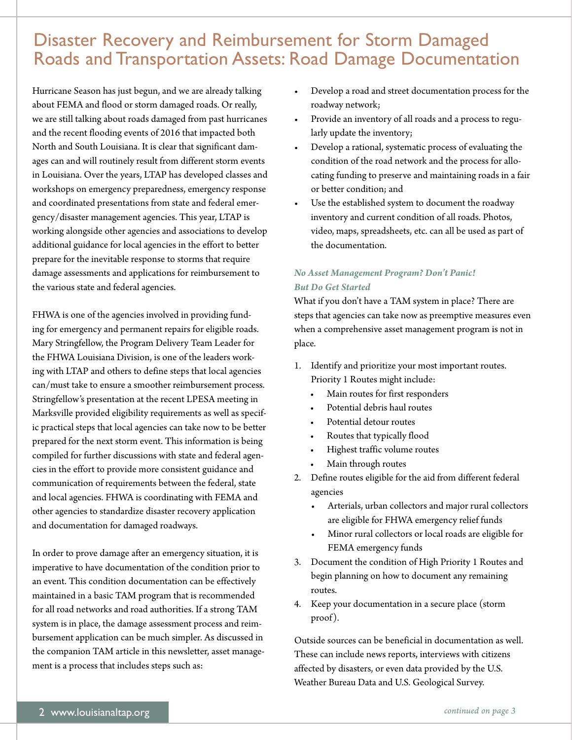# Disaster Recovery and Reimbursement for Storm Damaged Roads and Transportation Assets: Road Damage Documentation

Hurricane Season has just begun, and we are already talking about FEMA and flood or storm damaged roads. Or really, we are still talking about roads damaged from past hurricanes and the recent flooding events of 2016 that impacted both North and South Louisiana. It is clear that significant damages can and will routinely result from different storm events in Louisiana. Over the years, LTAP has developed classes and workshops on emergency preparedness, emergency response and coordinated presentations from state and federal emergency/disaster management agencies. This year, LTAP is working alongside other agencies and associations to develop additional guidance for local agencies in the effort to better prepare for the inevitable response to storms that require damage assessments and applications for reimbursement to the various state and federal agencies.

FHWA is one of the agencies involved in providing funding for emergency and permanent repairs for eligible roads. Mary Stringfellow, the Program Delivery Team Leader for the FHWA Louisiana Division, is one of the leaders working with LTAP and others to define steps that local agencies can/must take to ensure a smoother reimbursement process. Stringfellow's presentation at the recent LPESA meeting in Marksville provided eligibility requirements as well as specific practical steps that local agencies can take now to be better prepared for the next storm event. This information is being compiled for further discussions with state and federal agencies in the effort to provide more consistent guidance and communication of requirements between the federal, state and local agencies. FHWA is coordinating with FEMA and other agencies to standardize disaster recovery application and documentation for damaged roadways.

In order to prove damage after an emergency situation, it is imperative to have documentation of the condition prior to an event. This condition documentation can be effectively maintained in a basic TAM program that is recommended for all road networks and road authorities. If a strong TAM system is in place, the damage assessment process and reimbursement application can be much simpler. As discussed in the companion TAM article in this newsletter, asset management is a process that includes steps such as:

- Develop a road and street documentation process for the roadway network;
- Provide an inventory of all roads and a process to regularly update the inventory;
- Develop a rational, systematic process of evaluating the condition of the road network and the process for allocating funding to preserve and maintaining roads in a fair or better condition; and
- Use the established system to document the roadway inventory and current condition of all roads. Photos, video, maps, spreadsheets, etc. can all be used as part of the documentation.

***No Asset Management Program? Don't Panic! But Do Get Started***

What if you don't have a TAM system in place? There are steps that agencies can take now as preemptive measures even when a comprehensive asset management program is not in place.

1. Identify and prioritize your most important routes. Priority 1 Routes might include:
   - Main routes for first responders
   - Potential debris haul routes
   - Potential detour routes
   - Routes that typically flood
   - Highest traffic volume routes
   - Main through routes
2. Define routes eligible for the aid from different federal agencies
   - Arterials, urban collectors and major rural collectors are eligible for FHWA emergency relief funds
   - Minor rural collectors or local roads are eligible for FEMA emergency funds
3. Document the condition of High Priority 1 Routes and begin planning on how to document any remaining routes.
4. Keep your documentation in a secure place (storm proof).

Outside sources can be beneficial in documentation as well. These can include news reports, interviews with citizens affected by disasters, or even data provided by the U.S. Weather Bureau Data and U.S. Geological Survey.

*continued on page 3*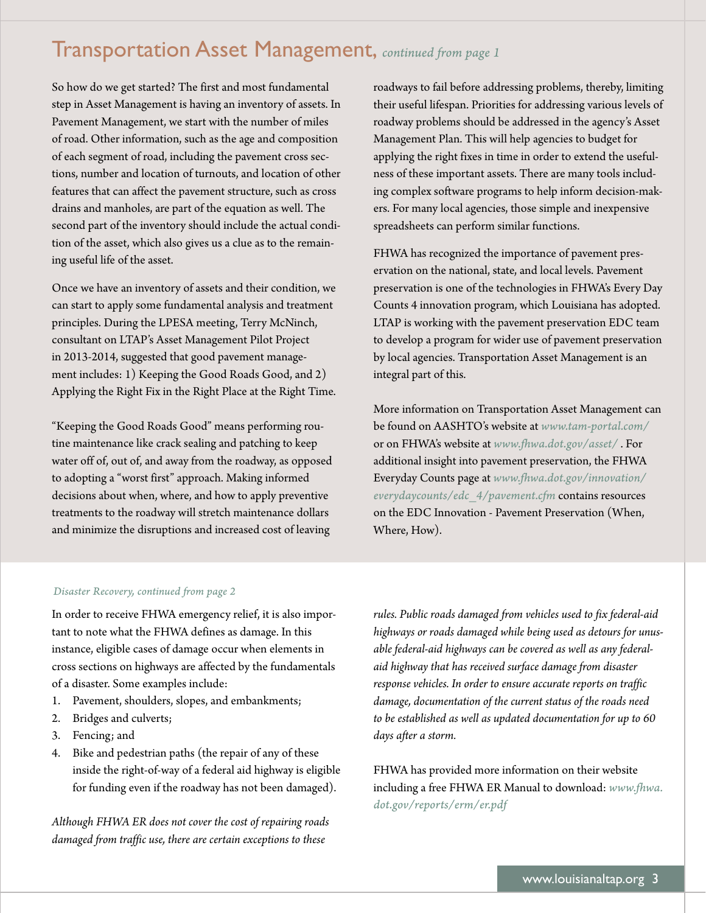## Transportation Asset Management, *continued from page 1*

So how do we get started? The first and most fundamental step in Asset Management is having an inventory of assets. In Pavement Management, we start with the number of miles of road. Other information, such as the age and composition of each segment of road, including the pavement cross sections, number and location of turnouts, and location of other features that can affect the pavement structure, such as cross drains and manholes, are part of the equation as well. The second part of the inventory should include the actual condition of the asset, which also gives us a clue as to the remaining useful life of the asset.

Once we have an inventory of assets and their condition, we can start to apply some fundamental analysis and treatment principles. During the LPESA meeting, Terry McNinch, consultant on LTAP's Asset Management Pilot Project in 2013-2014, suggested that good pavement management includes: 1) Keeping the Good Roads Good, and 2) Applying the Right Fix in the Right Place at the Right Time.

"Keeping the Good Roads Good" means performing routine maintenance like crack sealing and patching to keep water off of, out of, and away from the roadway, as opposed to adopting a "worst first" approach. Making informed decisions about when, where, and how to apply preventive treatments to the roadway will stretch maintenance dollars and minimize the disruptions and increased cost of leaving roadways to fail before addressing problems, thereby, limiting their useful lifespan. Priorities for addressing various levels of roadway problems should be addressed in the agency's Asset Management Plan. This will help agencies to budget for applying the right fixes in time in order to extend the usefulness of these important assets. There are many tools including complex software programs to help inform decision-makers. For many local agencies, those simple and inexpensive spreadsheets can perform similar functions.

FHWA has recognized the importance of pavement preservation on the national, state, and local levels. Pavement preservation is one of the technologies in FHWA's Every Day Counts 4 innovation program, which Louisiana has adopted. LTAP is working with the pavement preservation EDC team to develop a program for wider use of pavement preservation by local agencies. Transportation Asset Management is an integral part of this.

More information on Transportation Asset Management can be found on AASHTO's website at *www.tam-portal.com/* or on FHWA's website at *www.fhwa.dot.gov/asset/* . For additional insight into pavement preservation, the FHWA Everyday Counts page at *www.fhwa.dot.gov/innovation/everydaycounts/edc_4/pavement.cfm* contains resources on the EDC Innovation - Pavement Preservation (When, Where, How).

*Disaster Recovery, continued from page 2*

In order to receive FHWA emergency relief, it is also important to note what the FHWA defines as damage. In this instance, eligible cases of damage occur when elements in cross sections on highways are affected by the fundamentals of a disaster. Some examples include:

1. Pavement, shoulders, slopes, and embankments;
2. Bridges and culverts;
3. Fencing; and
4. Bike and pedestrian paths (the repair of any of these inside the right-of-way of a federal aid highway is eligible for funding even if the roadway has not been damaged).

*Although FHWA ER does not cover the cost of repairing roads damaged from traffic use, there are certain exceptions to these rules. Public roads damaged from vehicles used to fix federal-aid highways or roads damaged while being used as detours for unusable federal-aid highways can be covered as well as any federal-aid highway that has received surface damage from disaster response vehicles. In order to ensure accurate reports on traffic damage, documentation of the current status of the roads need to be established as well as updated documentation for up to 60 days after a storm.*

FHWA has provided more information on their website including a free FHWA ER Manual to download: *www.fhwa.dot.gov/reports/erm/er.pdf*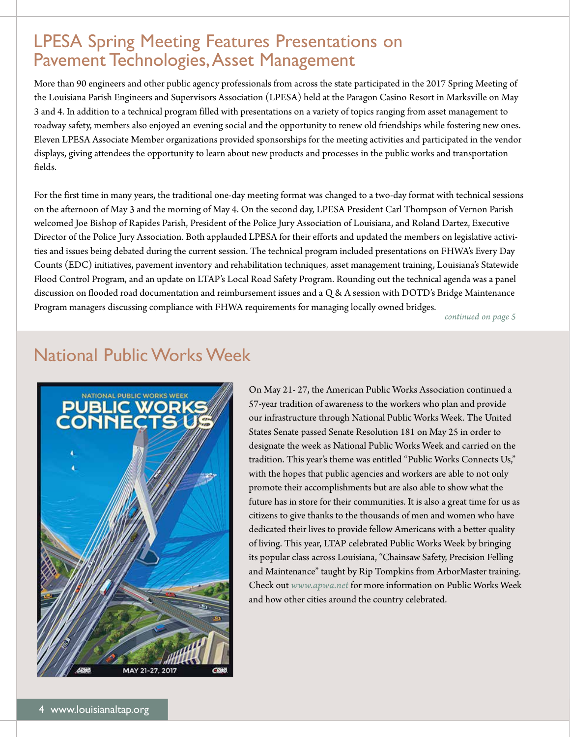## LPESA Spring Meeting Features Presentations on Pavement Technologies, Asset Management

More than 90 engineers and other public agency professionals from across the state participated in the 2017 Spring Meeting of the Louisiana Parish Engineers and Supervisors Association (LPESA) held at the Paragon Casino Resort in Marksville on May 3 and 4. In addition to a technical program filled with presentations on a variety of topics ranging from asset management to roadway safety, members also enjoyed an evening social and the opportunity to renew old friendships while fostering new ones. Eleven LPESA Associate Member organizations provided sponsorships for the meeting activities and participated in the vendor displays, giving attendees the opportunity to learn about new products and processes in the public works and transportation fields.

For the first time in many years, the traditional one-day meeting format was changed to a two-day format with technical sessions on the afternoon of May 3 and the morning of May 4. On the second day, LPESA President Carl Thompson of Vernon Parish welcomed Joe Bishop of Rapides Parish, President of the Police Jury Association of Louisiana, and Roland Dartez, Executive Director of the Police Jury Association. Both applauded LPESA for their efforts and updated the members on legislative activities and issues being debated during the current session. The technical program included presentations on FHWA's Every Day Counts (EDC) initiatives, pavement inventory and rehabilitation techniques, asset management training, Louisiana's Statewide Flood Control Program, and an update on LTAP's Local Road Safety Program. Rounding out the technical agenda was a panel discussion on flooded road documentation and reimbursement issues and a Q & A session with DOTD's Bridge Maintenance Program managers discussing compliance with FHWA requirements for managing locally owned bridges.

*continued on page 5*

## National Public Works Week

On May 21- 27, the American Public Works Association continued a 57-year tradition of awareness to the workers who plan and provide our infrastructure through National Public Works Week. The United States Senate passed Senate Resolution 181 on May 25 in order to designate the week as National Public Works Week and carried on the tradition. This year's theme was entitled "Public Works Connects Us," with the hopes that public agencies and workers are able to not only promote their accomplishments but are also able to show what the future has in store for their communities. It is also a great time for us as citizens to give thanks to the thousands of men and women who have dedicated their lives to provide fellow Americans with a better quality of living. This year, LTAP celebrated Public Works Week by bringing its popular class across Louisiana, "Chainsaw Safety, Precision Felling and Maintenance" taught by Rip Tompkins from ArborMaster training. Check out *www.apwa.net* for more information on Public Works Week and how other cities around the country celebrated.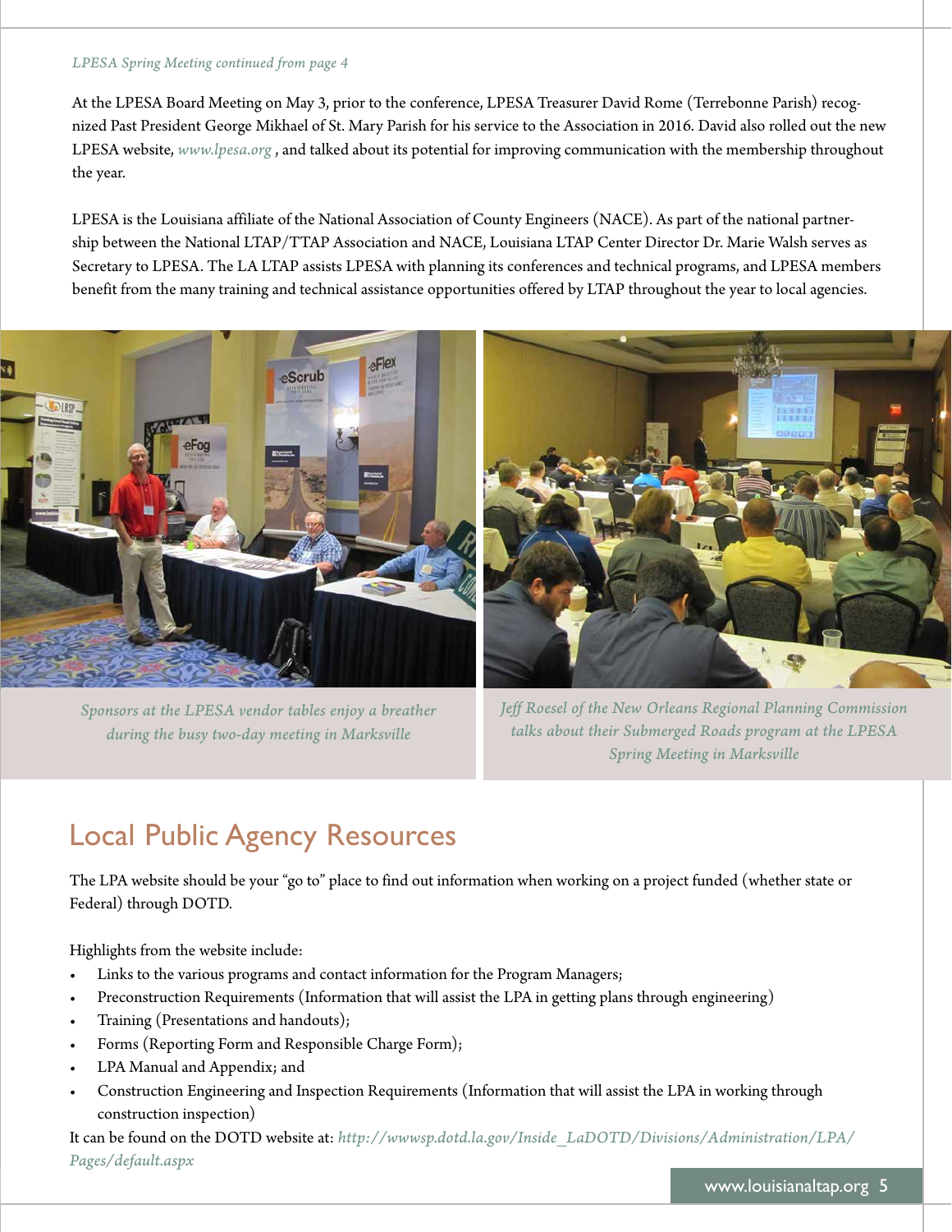*LPESA Spring Meeting continued from page 4*

At the LPESA Board Meeting on May 3, prior to the conference, LPESA Treasurer David Rome (Terrebonne Parish) recognized Past President George Mikhael of St. Mary Parish for his service to the Association in 2016. David also rolled out the new LPESA website, *www.lpesa.org* , and talked about its potential for improving communication with the membership throughout the year.

LPESA is the Louisiana affiliate of the National Association of County Engineers (NACE). As part of the national partnership between the National LTAP/TTAP Association and NACE, Louisiana LTAP Center Director Dr. Marie Walsh serves as Secretary to LPESA. The LA LTAP assists LPESA with planning its conferences and technical programs, and LPESA members benefit from the many training and technical assistance opportunities offered by LTAP throughout the year to local agencies.

*Sponsors at the LPESA vendor tables enjoy a breather during the busy two-day meeting in Marksville*

*Jeff Roesel of the New Orleans Regional Planning Commission talks about their Submerged Roads program at the LPESA Spring Meeting in Marksville*

## Local Public Agency Resources

The LPA website should be your "go to" place to find out information when working on a project funded (whether state or Federal) through DOTD.

Highlights from the website include:

- Links to the various programs and contact information for the Program Managers;
- Preconstruction Requirements (Information that will assist the LPA in getting plans through engineering)
- Training (Presentations and handouts);
- Forms (Reporting Form and Responsible Charge Form);
- LPA Manual and Appendix; and
- Construction Engineering and Inspection Requirements (Information that will assist the LPA in working through construction inspection)

It can be found on the DOTD website at: *http://wwwsp.dotd.la.gov/Inside_LaDOTD/Divisions/Administration/LPA/Pages/default.aspx*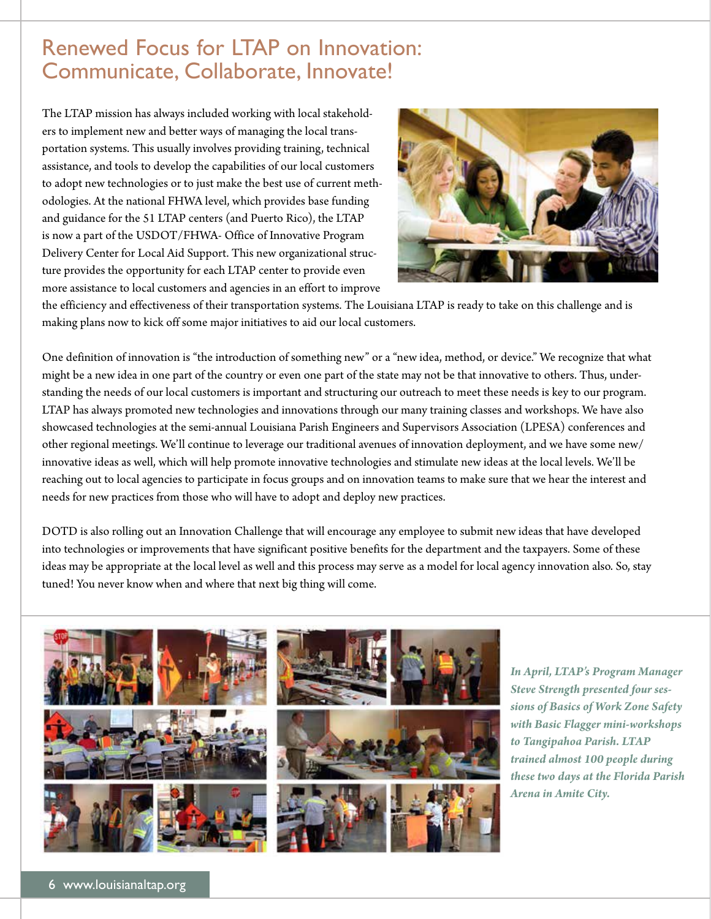# Renewed Focus for LTAP on Innovation: Communicate, Collaborate, Innovate!

The LTAP mission has always included working with local stakeholders to implement new and better ways of managing the local transportation systems. This usually involves providing training, technical assistance, and tools to develop the capabilities of our local customers to adopt new technologies or to just make the best use of current methodologies. At the national FHWA level, which provides base funding and guidance for the 51 LTAP centers (and Puerto Rico), the LTAP is now a part of the USDOT/FHWA- Office of Innovative Program Delivery Center for Local Aid Support. This new organizational structure provides the opportunity for each LTAP center to provide even more assistance to local customers and agencies in an effort to improve the efficiency and effectiveness of their transportation systems. The Louisiana LTAP is ready to take on this challenge and is making plans now to kick off some major initiatives to aid our local customers.

One definition of innovation is "the introduction of something new" or a "new idea, method, or device." We recognize that what might be a new idea in one part of the country or even one part of the state may not be that innovative to others. Thus, understanding the needs of our local customers is important and structuring our outreach to meet these needs is key to our program. LTAP has always promoted new technologies and innovations through our many training classes and workshops. We have also showcased technologies at the semi-annual Louisiana Parish Engineers and Supervisors Association (LPESA) conferences and other regional meetings. We'll continue to leverage our traditional avenues of innovation deployment, and we have some new/innovative ideas as well, which will help promote innovative technologies and stimulate new ideas at the local levels. We'll be reaching out to local agencies to participate in focus groups and on innovation teams to make sure that we hear the interest and needs for new practices from those who will have to adopt and deploy new practices.

DOTD is also rolling out an Innovation Challenge that will encourage any employee to submit new ideas that have developed into technologies or improvements that have significant positive benefits for the department and the taxpayers. Some of these ideas may be appropriate at the local level as well and this process may serve as a model for local agency innovation also. So, stay tuned! You never know when and where that next big thing will come.

***In April, LTAP's Program Manager Steve Strength presented four sessions of Basics of Work Zone Safety with Basic Flagger mini-workshops to Tangipahoa Parish. LTAP trained almost 100 people during these two days at the Florida Parish Arena in Amite City.***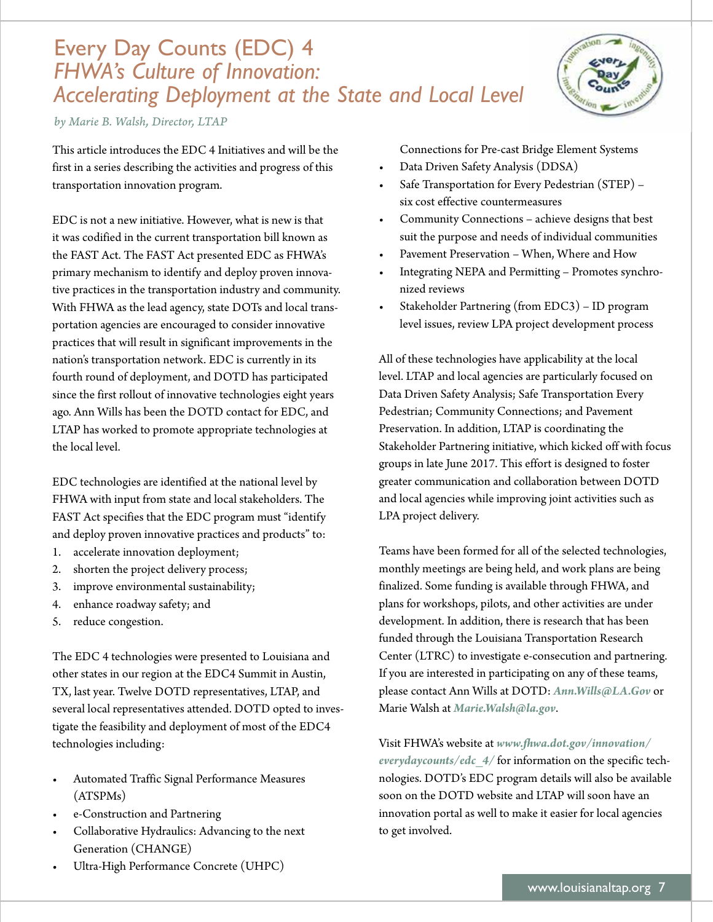# Every Day Counts (EDC) 4
## *FHWA's Culture of Innovation: Accelerating Deployment at the State and Local Level*

*by Marie B. Walsh, Director, LTAP*

This article introduces the EDC 4 Initiatives and will be the first in a series describing the activities and progress of this transportation innovation program.

EDC is not a new initiative. However, what is new is that it was codified in the current transportation bill known as the FAST Act. The FAST Act presented EDC as FHWA's primary mechanism to identify and deploy proven innovative practices in the transportation industry and community. With FHWA as the lead agency, state DOTs and local transportation agencies are encouraged to consider innovative practices that will result in significant improvements in the nation's transportation network. EDC is currently in its fourth round of deployment, and DOTD has participated since the first rollout of innovative technologies eight years ago. Ann Wills has been the DOTD contact for EDC, and LTAP has worked to promote appropriate technologies at the local level.

EDC technologies are identified at the national level by FHWA with input from state and local stakeholders. The FAST Act specifies that the EDC program must "identify and deploy proven innovative practices and products" to:

1. accelerate innovation deployment;
2. shorten the project delivery process;
3. improve environmental sustainability;
4. enhance roadway safety; and
5. reduce congestion.

The EDC 4 technologies were presented to Louisiana and other states in our region at the EDC4 Summit in Austin, TX, last year. Twelve DOTD representatives, LTAP, and several local representatives attended. DOTD opted to investigate the feasibility and deployment of most of the EDC4 technologies including:

- Automated Traffic Signal Performance Measures (ATSPMs)
- e-Construction and Partnering
- Collaborative Hydraulics: Advancing to the next Generation (CHANGE)
- Ultra-High Performance Concrete (UHPC) Connections for Pre-cast Bridge Element Systems
- Data Driven Safety Analysis (DDSA)
- Safe Transportation for Every Pedestrian (STEP) – six cost effective countermeasures
- Community Connections – achieve designs that best suit the purpose and needs of individual communities
- Pavement Preservation – When, Where and How
- Integrating NEPA and Permitting – Promotes synchronized reviews
- Stakeholder Partnering (from EDC3) – ID program level issues, review LPA project development process

All of these technologies have applicability at the local level. LTAP and local agencies are particularly focused on Data Driven Safety Analysis; Safe Transportation Every Pedestrian; Community Connections; and Pavement Preservation. In addition, LTAP is coordinating the Stakeholder Partnering initiative, which kicked off with focus groups in late June 2017. This effort is designed to foster greater communication and collaboration between DOTD and local agencies while improving joint activities such as LPA project delivery.

Teams have been formed for all of the selected technologies, monthly meetings are being held, and work plans are being finalized. Some funding is available through FHWA, and plans for workshops, pilots, and other activities are under development. In addition, there is research that has been funded through the Louisiana Transportation Research Center (LTRC) to investigate e-consecution and partnering. If you are interested in participating on any of these teams, please contact Ann Wills at DOTD: ***Ann.Wills@LA.Gov*** or Marie Walsh at ***Marie.Walsh@la.gov***.

Visit FHWA's website at ***www.fhwa.dot.gov/innovation/everydaycounts/edc_4/*** for information on the specific technologies. DOTD's EDC program details will also be available soon on the DOTD website and LTAP will soon have an innovation portal as well to make it easier for local agencies to get involved.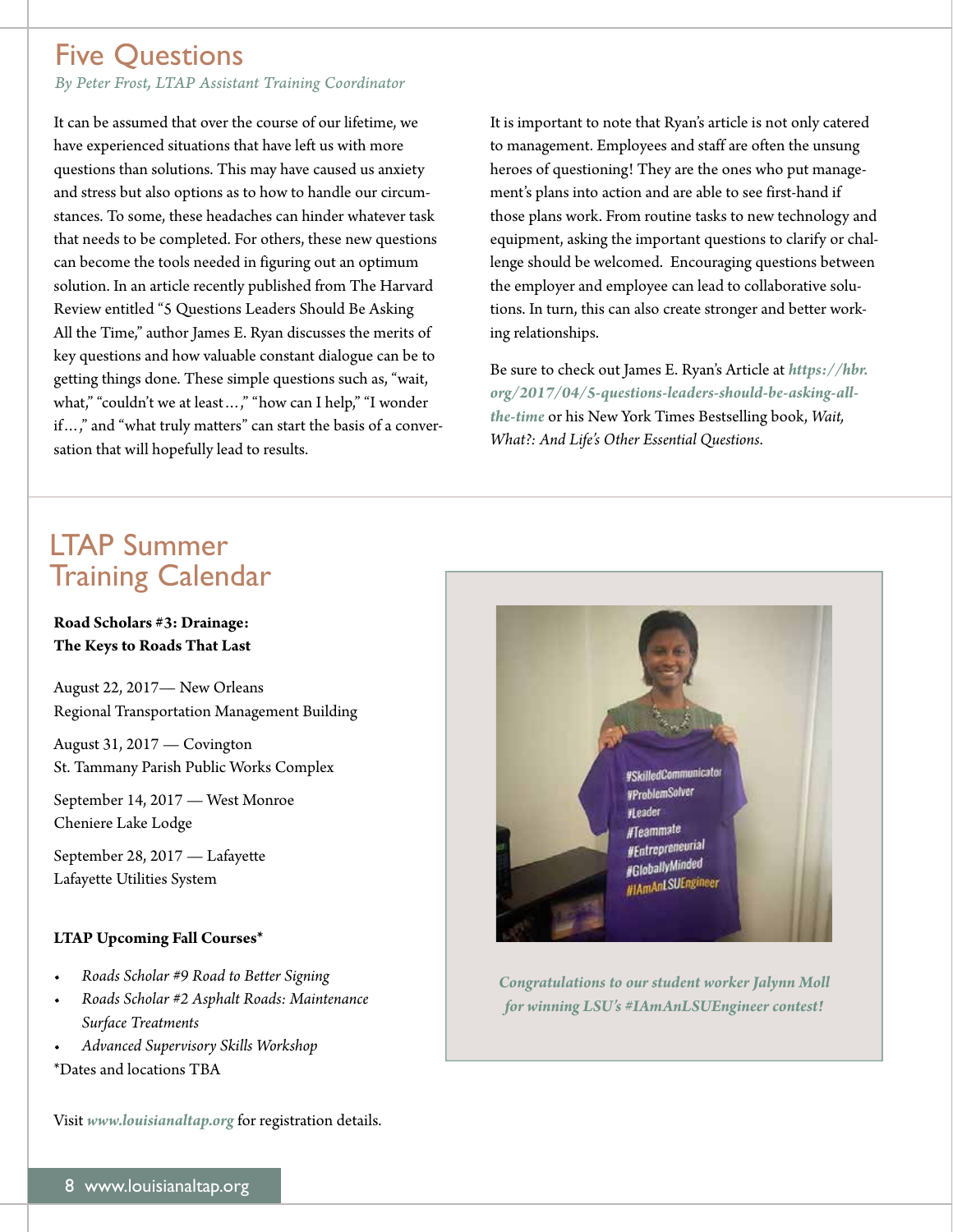## Five Questions

*By Peter Frost, LTAP Assistant Training Coordinator*

It can be assumed that over the course of our lifetime, we have experienced situations that have left us with more questions than solutions. This may have caused us anxiety and stress but also options as to how to handle our circumstances. To some, these headaches can hinder whatever task that needs to be completed. For others, these new questions can become the tools needed in figuring out an optimum solution. In an article recently published from The Harvard Review entitled "5 Questions Leaders Should Be Asking All the Time," author James E. Ryan discusses the merits of key questions and how valuable constant dialogue can be to getting things done. These simple questions such as, "wait, what," "couldn't we at least…," "how can I help," "I wonder if…," and "what truly matters" can start the basis of a conversation that will hopefully lead to results.

It is important to note that Ryan's article is not only catered to management. Employees and staff are often the unsung heroes of questioning! They are the ones who put management's plans into action and are able to see first-hand if those plans work. From routine tasks to new technology and equipment, asking the important questions to clarify or challenge should be welcomed. Encouraging questions between the employer and employee can lead to collaborative solutions. In turn, this can also create stronger and better working relationships.

Be sure to check out James E. Ryan's Article at ***https://hbr.org/2017/04/5-questions-leaders-should-be-asking-all-the-time*** or his New York Times Bestselling book, *Wait, What?: And Life's Other Essential Questions.*

## LTAP Summer Training Calendar

**Road Scholars #3: Drainage: The Keys to Roads That Last**

August 22, 2017— New Orleans
Regional Transportation Management Building

August 31, 2017 — Covington
St. Tammany Parish Public Works Complex

September 14, 2017 — West Monroe
Cheniere Lake Lodge

September 28, 2017 — Lafayette
Lafayette Utilities System

**LTAP Upcoming Fall Courses***

- *Roads Scholar #9 Road to Better Signing*
- *Roads Scholar #2 Asphalt Roads: Maintenance Surface Treatments*
- *Advanced Supervisory Skills Workshop*

*Dates and locations TBA

Visit ***www.louisianaltap.org*** for registration details.

***Congratulations to our student worker Jalynn Moll for winning LSU's #IAmAnLSUEngineer contest!***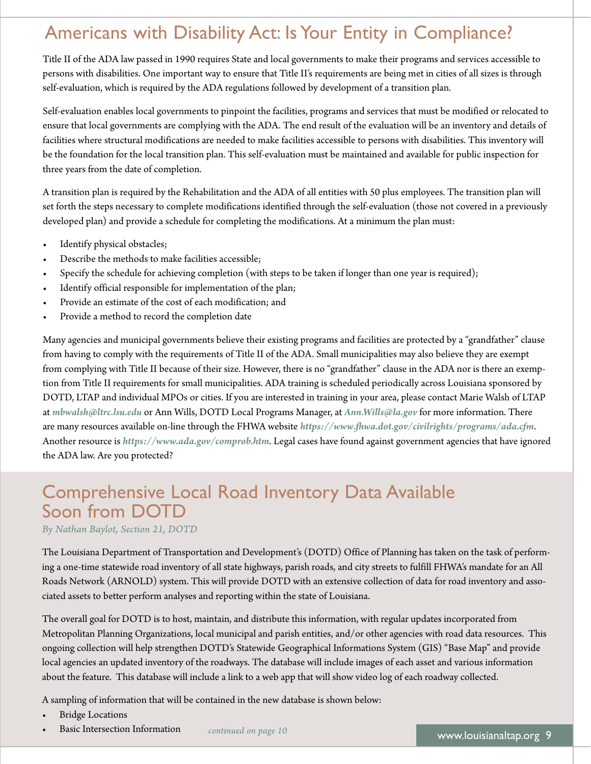## Americans with Disability Act: Is Your Entity in Compliance?

Title II of the ADA law passed in 1990 requires State and local governments to make their programs and services accessible to persons with disabilities. One important way to ensure that Title II's requirements are being met in cities of all sizes is through self-evaluation, which is required by the ADA regulations followed by development of a transition plan.

Self-evaluation enables local governments to pinpoint the facilities, programs and services that must be modified or relocated to ensure that local governments are complying with the ADA. The end result of the evaluation will be an inventory and details of facilities where structural modifications are needed to make facilities accessible to persons with disabilities. This inventory will be the foundation for the local transition plan. This self-evaluation must be maintained and available for public inspection for three years from the date of completion.

A transition plan is required by the Rehabilitation and the ADA of all entities with 50 plus employees. The transition plan will set forth the steps necessary to complete modifications identified through the self-evaluation (those not covered in a previously developed plan) and provide a schedule for completing the modifications. At a minimum the plan must:

- Identify physical obstacles;
- Describe the methods to make facilities accessible;
- Specify the schedule for achieving completion (with steps to be taken if longer than one year is required);
- Identify official responsible for implementation of the plan;
- Provide an estimate of the cost of each modification; and
- Provide a method to record the completion date

Many agencies and municipal governments believe their existing programs and facilities are protected by a "grandfather" clause from having to comply with the requirements of Title II of the ADA. Small municipalities may also believe they are exempt from complying with Title II because of their size. However, there is no "grandfather" clause in the ADA nor is there an exemption from Title II requirements for small municipalities. ADA training is scheduled periodically across Louisiana sponsored by DOTD, LTAP and individual MPOs or cities. If you are interested in training in your area, please contact Marie Walsh of LTAP at ***mbwalsh@ltrc.lsu.edu*** or Ann Wills, DOTD Local Programs Manager, at ***Ann.Wills@la.gov*** for more information. There are many resources available on-line through the FHWA website ***https://www.fhwa.dot.gov/civilrights/programs/ada.cfm***. Another resource is ***https://www.ada.gov/comprob.htm***. Legal cases have found against government agencies that have ignored the ADA law. Are you protected?

## Comprehensive Local Road Inventory Data Available Soon from DOTD

*By Nathan Baylot, Section 21, DOTD*

The Louisiana Department of Transportation and Development's (DOTD) Office of Planning has taken on the task of performing a one-time statewide road inventory of all state highways, parish roads, and city streets to fulfill FHWA's mandate for an All Roads Network (ARNOLD) system. This will provide DOTD with an extensive collection of data for road inventory and associated assets to better perform analyses and reporting within the state of Louisiana.

The overall goal for DOTD is to host, maintain, and distribute this information, with regular updates incorporated from Metropolitan Planning Organizations, local municipal and parish entities, and/or other agencies with road data resources. This ongoing collection will help strengthen DOTD's Statewide Geographical Informations System (GIS) "Base Map" and provide local agencies an updated inventory of the roadways. The database will include images of each asset and various information about the feature. This database will include a link to a web app that will show video log of each roadway collected.

A sampling of information that will be contained in the new database is shown below:

- Bridge Locations
- Basic Intersection Information

*continued on page 10*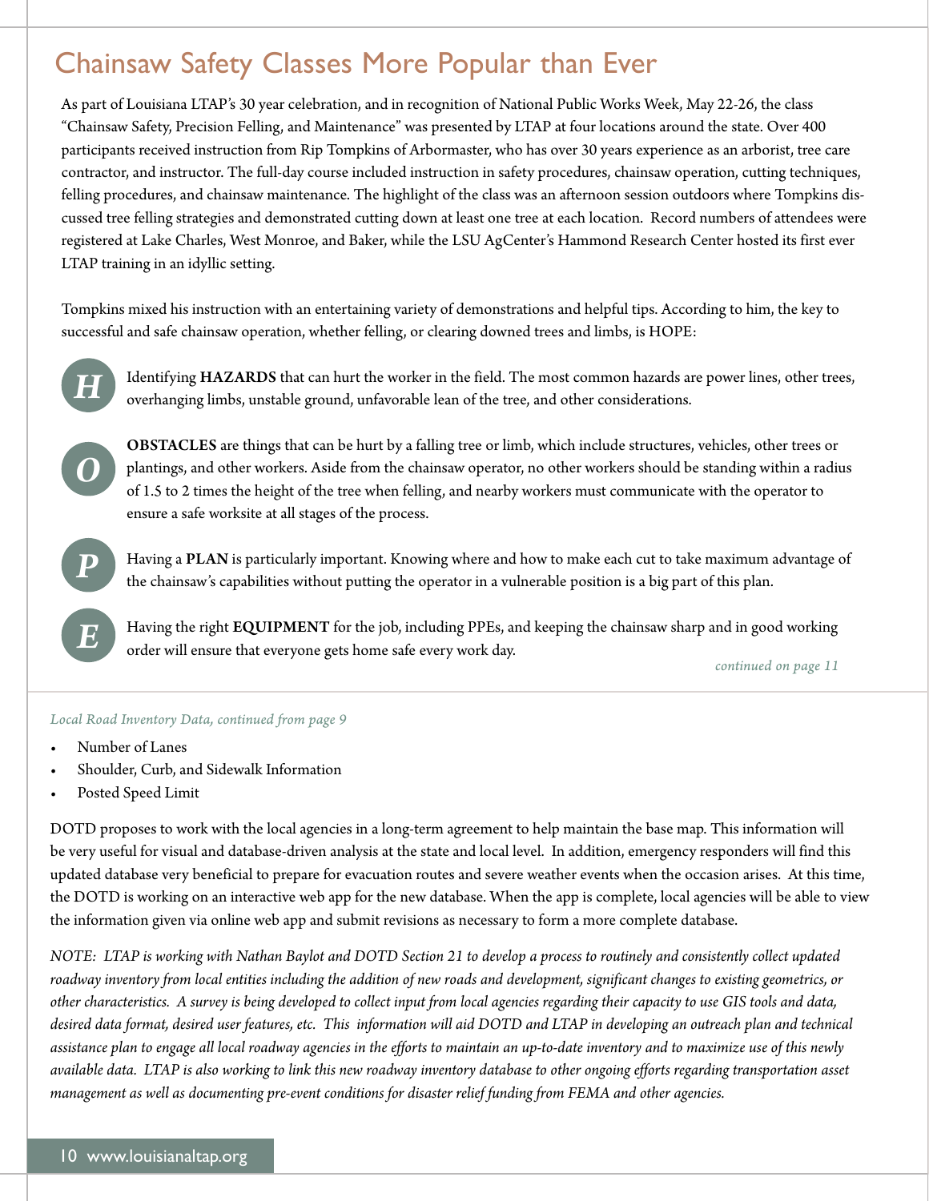## Chainsaw Safety Classes More Popular than Ever

As part of Louisiana LTAP's 30 year celebration, and in recognition of National Public Works Week, May 22-26, the class "Chainsaw Safety, Precision Felling, and Maintenance" was presented by LTAP at four locations around the state. Over 400 participants received instruction from Rip Tompkins of Arbormaster, who has over 30 years experience as an arborist, tree care contractor, and instructor. The full-day course included instruction in safety procedures, chainsaw operation, cutting techniques, felling procedures, and chainsaw maintenance. The highlight of the class was an afternoon session outdoors where Tompkins discussed tree felling strategies and demonstrated cutting down at least one tree at each location. Record numbers of attendees were registered at Lake Charles, West Monroe, and Baker, while the LSU AgCenter's Hammond Research Center hosted its first ever LTAP training in an idyllic setting.

Tompkins mixed his instruction with an entertaining variety of demonstrations and helpful tips. According to him, the key to successful and safe chainsaw operation, whether felling, or clearing downed trees and limbs, is HOPE:

***H*** Identifying **HAZARDS** that can hurt the worker in the field. The most common hazards are power lines, other trees, overhanging limbs, unstable ground, unfavorable lean of the tree, and other considerations.

***O*** **OBSTACLES** are things that can be hurt by a falling tree or limb, which include structures, vehicles, other trees or plantings, and other workers. Aside from the chainsaw operator, no other workers should be standing within a radius of 1.5 to 2 times the height of the tree when felling, and nearby workers must communicate with the operator to ensure a safe worksite at all stages of the process.

***P*** Having a **PLAN** is particularly important. Knowing where and how to make each cut to take maximum advantage of the chainsaw's capabilities without putting the operator in a vulnerable position is a big part of this plan.

***E*** Having the right **EQUIPMENT** for the job, including PPEs, and keeping the chainsaw sharp and in good working order will ensure that everyone gets home safe every work day.

*continued on page 11*

---

*Local Road Inventory Data, continued from page 9*

- Number of Lanes
- Shoulder, Curb, and Sidewalk Information
- Posted Speed Limit

DOTD proposes to work with the local agencies in a long-term agreement to help maintain the base map. This information will be very useful for visual and database-driven analysis at the state and local level. In addition, emergency responders will find this updated database very beneficial to prepare for evacuation routes and severe weather events when the occasion arises. At this time, the DOTD is working on an interactive web app for the new database. When the app is complete, local agencies will be able to view the information given via online web app and submit revisions as necessary to form a more complete database.

*NOTE: LTAP is working with Nathan Baylot and DOTD Section 21 to develop a process to routinely and consistently collect updated roadway inventory from local entities including the addition of new roads and development, significant changes to existing geometrics, or other characteristics. A survey is being developed to collect input from local agencies regarding their capacity to use GIS tools and data, desired data format, desired user features, etc. This information will aid DOTD and LTAP in developing an outreach plan and technical assistance plan to engage all local roadway agencies in the efforts to maintain an up-to-date inventory and to maximize use of this newly available data. LTAP is also working to link this new roadway inventory database to other ongoing efforts regarding transportation asset management as well as documenting pre-event conditions for disaster relief funding from FEMA and other agencies.*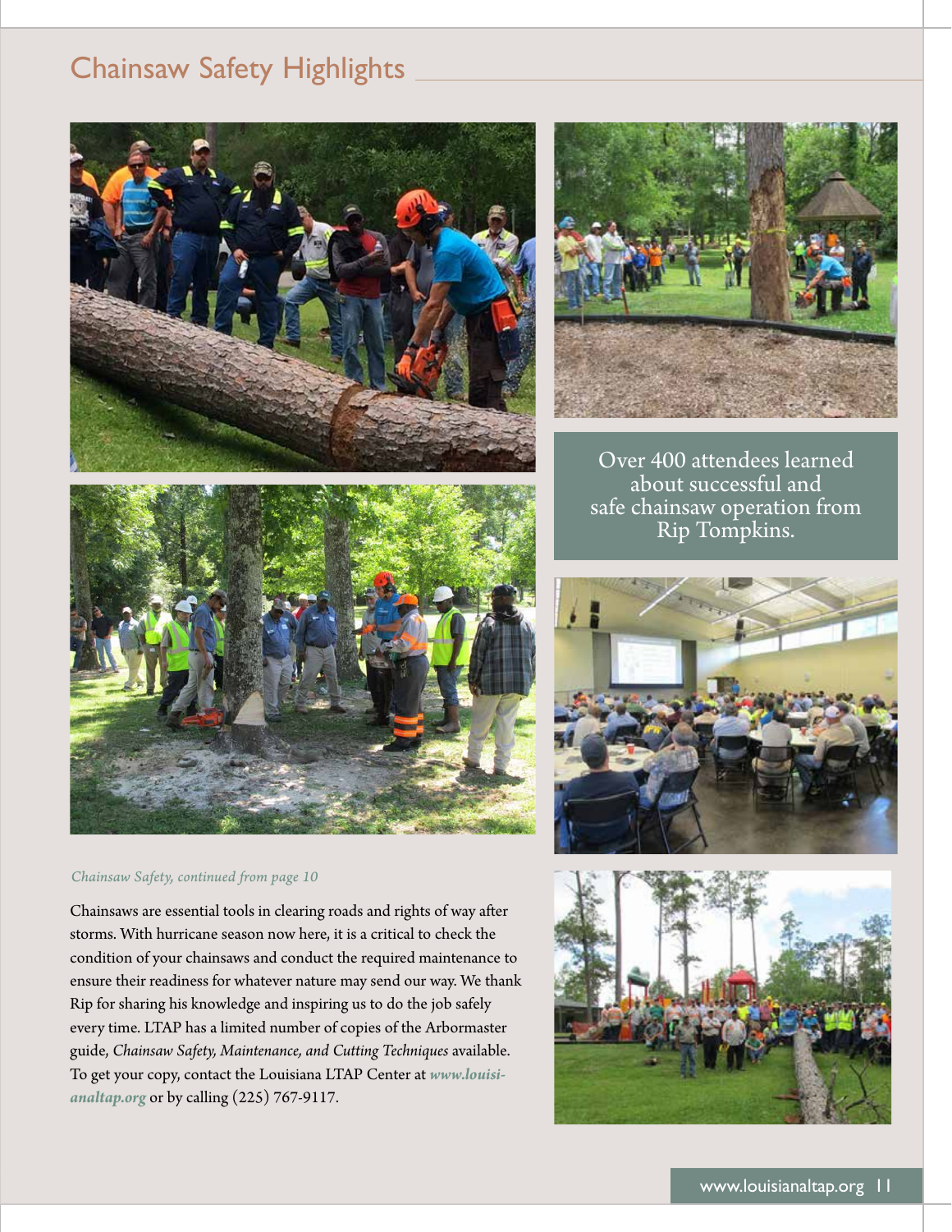## Chainsaw Safety Highlights

Over 400 attendees learned about successful and safe chainsaw operation from Rip Tompkins.

*Chainsaw Safety, continued from page 10*

Chainsaws are essential tools in clearing roads and rights of way after storms. With hurricane season now here, it is a critical to check the condition of your chainsaws and conduct the required maintenance to ensure their readiness for whatever nature may send our way. We thank Rip for sharing his knowledge and inspiring us to do the job safely every time. LTAP has a limited number of copies of the Arbormaster guide, *Chainsaw Safety, Maintenance, and Cutting Techniques* available. To get your copy, contact the Louisiana LTAP Center at ***www.louisianaltap.org*** or by calling (225) 767-9117.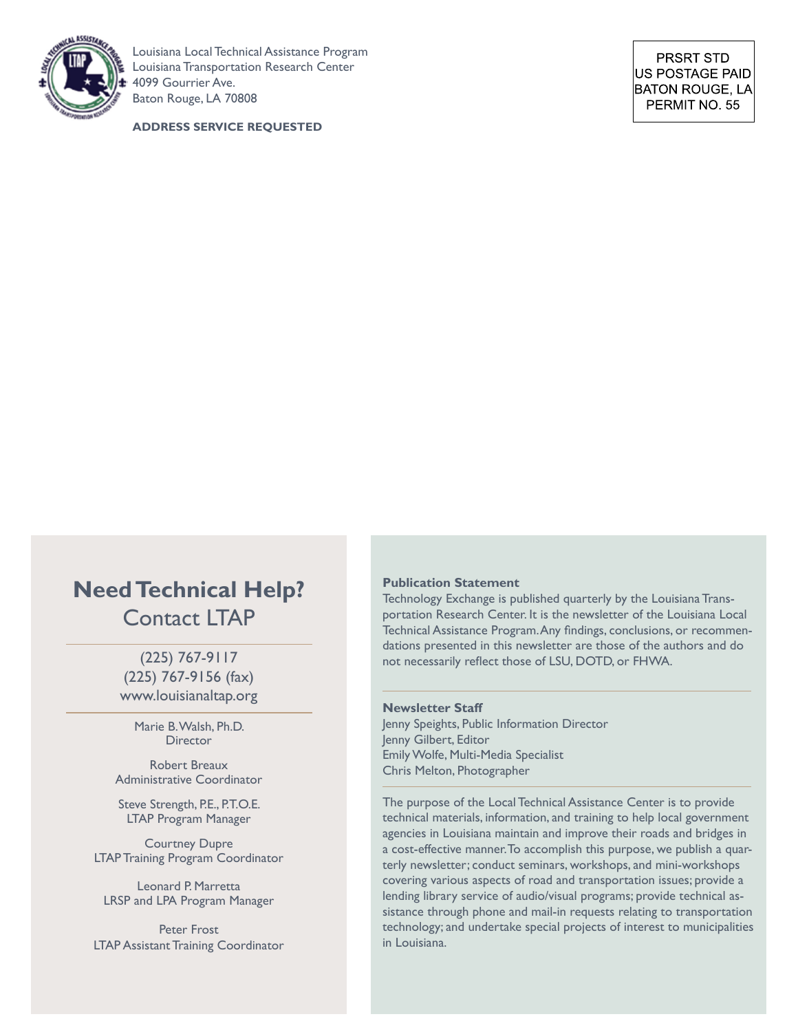Louisiana Local Technical Assistance Program
Louisiana Transportation Research Center
4099 Gourrier Ave.
Baton Rouge, LA 70808

**ADDRESS SERVICE REQUESTED**

PRSRT STD
US POSTAGE PAID
BATON ROUGE, LA
PERMIT NO. 55

## Need Technical Help?
### Contact LTAP

(225) 767-9117
(225) 767-9156 (fax)
www.louisianaltap.org

Marie B. Walsh, Ph.D.
Director

Robert Breaux
Administrative Coordinator

Steve Strength, P.E., P.T.O.E.
LTAP Program Manager

Courtney Dupre
LTAP Training Program Coordinator

Leonard P. Marretta
LRSP and LPA Program Manager

Peter Frost
LTAP Assistant Training Coordinator

**Publication Statement**
Technology Exchange is published quarterly by the Louisiana Transportation Research Center. It is the newsletter of the Louisiana Local Technical Assistance Program. Any findings, conclusions, or recommendations presented in this newsletter are those of the authors and do not necessarily reflect those of LSU, DOTD, or FHWA.

**Newsletter Staff**
Jenny Speights, Public Information Director
Jenny Gilbert, Editor
Emily Wolfe, Multi-Media Specialist
Chris Melton, Photographer

The purpose of the Local Technical Assistance Center is to provide technical materials, information, and training to help local government agencies in Louisiana maintain and improve their roads and bridges in a cost-effective manner. To accomplish this purpose, we publish a quarterly newsletter; conduct seminars, workshops, and mini-workshops covering various aspects of road and transportation issues; provide a lending library service of audio/visual programs; provide technical assistance through phone and mail-in requests relating to transportation technology; and undertake special projects of interest to municipalities in Louisiana.